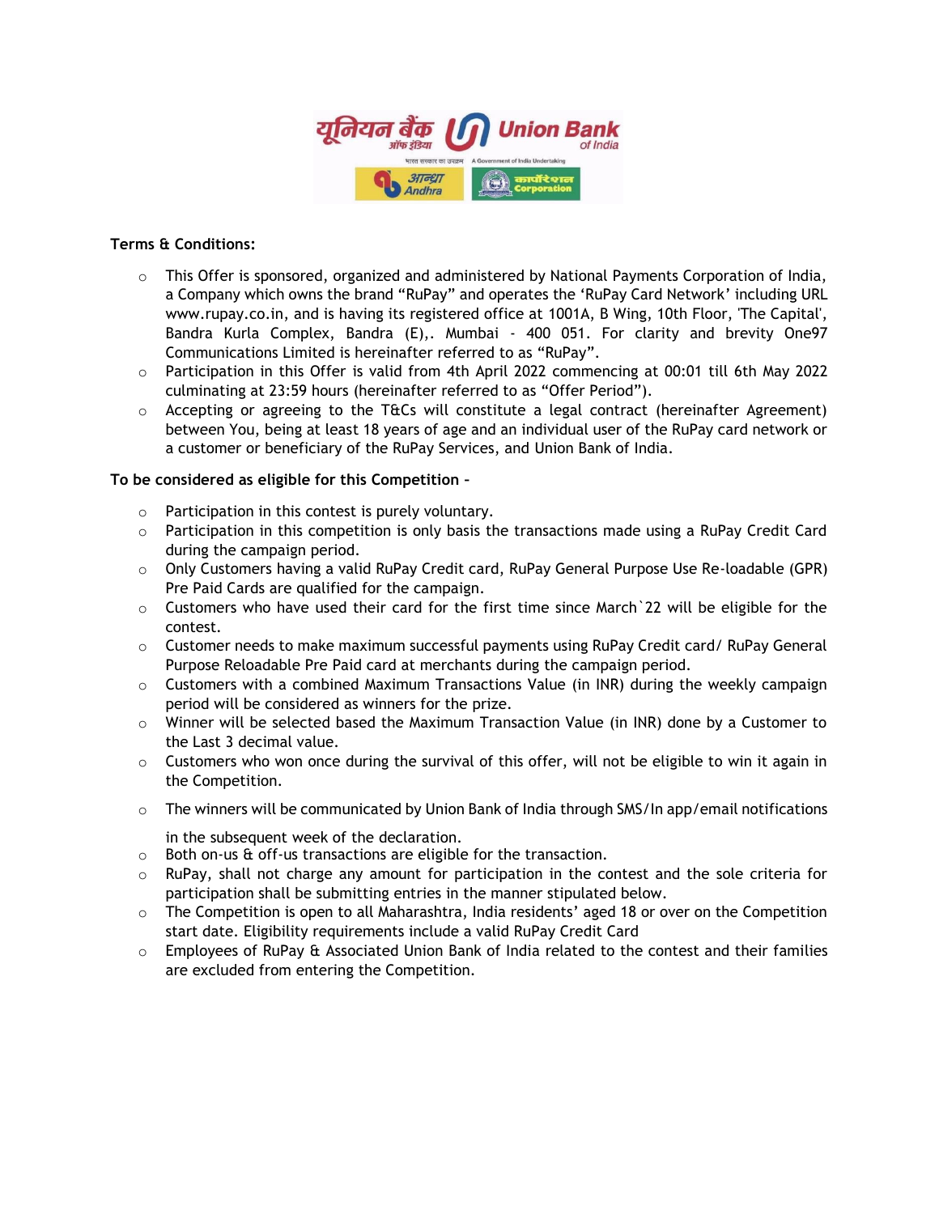**Terms & Conditions:**

- This Offer is sponsored, organized and administered by National Payments Corporation of India, a Company which owns the brand "RuPay" and operates the 'RuPay Card Network' including URL www.rupay.co.in, and is having its registered office at 1001A, B Wing, 10th Floor, 'The Capital', Bandra Kurla Complex, Bandra (E),. Mumbai - 400 051. For clarity and brevity One97 Communications Limited is hereinafter referred to as "RuPay".
- Participation in this Offer is valid from 4th April 2022 commencing at 00:01 till 6th May 2022 culminating at 23:59 hours (hereinafter referred to as "Offer Period").
- Accepting or agreeing to the T&Cs will constitute a legal contract (hereinafter Agreement) between You, being at least 18 years of age and an individual user of the RuPay card network or a customer or beneficiary of the RuPay Services, and Union Bank of India.

**To be considered as eligible for this Competition –**

- Participation in this contest is purely voluntary.
- Participation in this competition is only basis the transactions made using a RuPay Credit Card during the campaign period.
- Only Customers having a valid RuPay Credit card, RuPay General Purpose Use Re-loadable (GPR) Pre Paid Cards are qualified for the campaign.
- Customers who have used their card for the first time since March`22 will be eligible for the contest.
- Customer needs to make maximum successful payments using RuPay Credit card/ RuPay General Purpose Reloadable Pre Paid card at merchants during the campaign period.
- Customers with a combined Maximum Transactions Value (in INR) during the weekly campaign period will be considered as winners for the prize.
- Winner will be selected based the Maximum Transaction Value (in INR) done by a Customer to the Last 3 decimal value.
- Customers who won once during the survival of this offer, will not be eligible to win it again in the Competition.
- The winners will be communicated by Union Bank of India through SMS/In app/email notifications in the subsequent week of the declaration.
- Both on-us & off-us transactions are eligible for the transaction.
- RuPay, shall not charge any amount for participation in the contest and the sole criteria for participation shall be submitting entries in the manner stipulated below.
- The Competition is open to all Maharashtra, India residents' aged 18 or over on the Competition start date. Eligibility requirements include a valid RuPay Credit Card
- Employees of RuPay & Associated Union Bank of India related to the contest and their families are excluded from entering the Competition.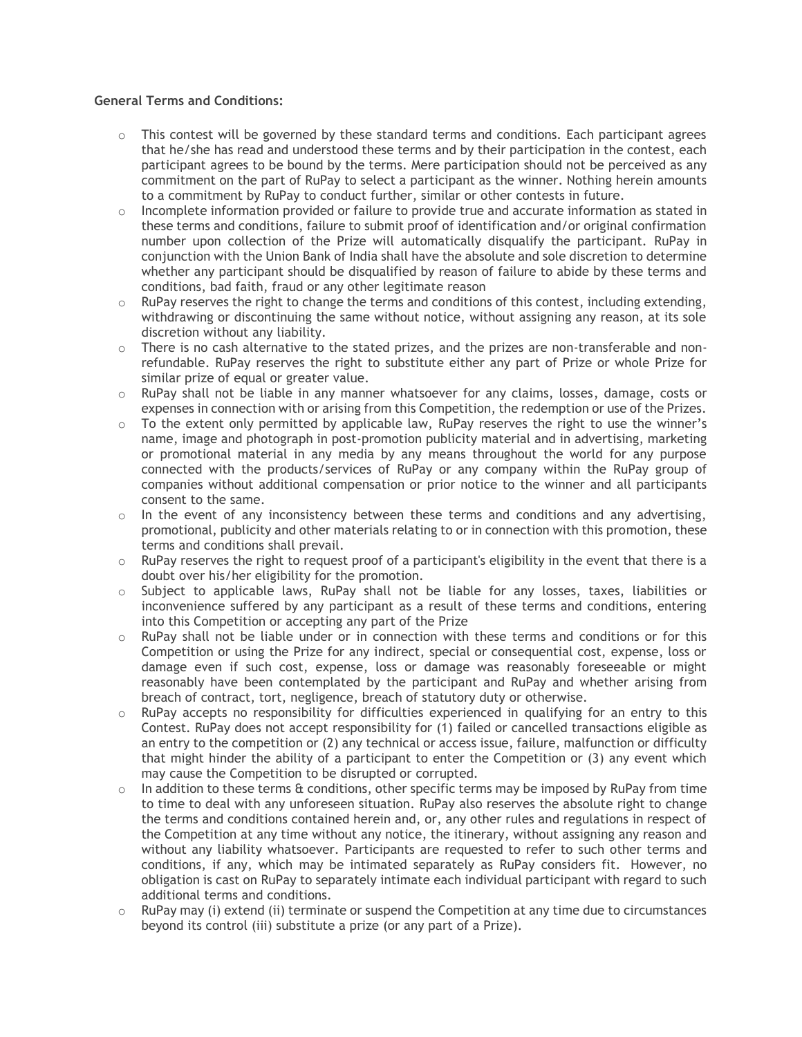**General Terms and Conditions:**

- This contest will be governed by these standard terms and conditions. Each participant agrees that he/she has read and understood these terms and by their participation in the contest, each participant agrees to be bound by the terms. Mere participation should not be perceived as any commitment on the part of RuPay to select a participant as the winner. Nothing herein amounts to a commitment by RuPay to conduct further, similar or other contests in future.
- Incomplete information provided or failure to provide true and accurate information as stated in these terms and conditions, failure to submit proof of identification and/or original confirmation number upon collection of the Prize will automatically disqualify the participant. RuPay in conjunction with the Union Bank of India shall have the absolute and sole discretion to determine whether any participant should be disqualified by reason of failure to abide by these terms and conditions, bad faith, fraud or any other legitimate reason
- RuPay reserves the right to change the terms and conditions of this contest, including extending, withdrawing or discontinuing the same without notice, without assigning any reason, at its sole discretion without any liability.
- There is no cash alternative to the stated prizes, and the prizes are non-transferable and non-refundable. RuPay reserves the right to substitute either any part of Prize or whole Prize for similar prize of equal or greater value.
- RuPay shall not be liable in any manner whatsoever for any claims, losses, damage, costs or expenses in connection with or arising from this Competition, the redemption or use of the Prizes.
- To the extent only permitted by applicable law, RuPay reserves the right to use the winner's name, image and photograph in post-promotion publicity material and in advertising, marketing or promotional material in any media by any means throughout the world for any purpose connected with the products/services of RuPay or any company within the RuPay group of companies without additional compensation or prior notice to the winner and all participants consent to the same.
- In the event of any inconsistency between these terms and conditions and any advertising, promotional, publicity and other materials relating to or in connection with this promotion, these terms and conditions shall prevail.
- RuPay reserves the right to request proof of a participant's eligibility in the event that there is a doubt over his/her eligibility for the promotion.
- Subject to applicable laws, RuPay shall not be liable for any losses, taxes, liabilities or inconvenience suffered by any participant as a result of these terms and conditions, entering into this Competition or accepting any part of the Prize
- RuPay shall not be liable under or in connection with these terms and conditions or for this Competition or using the Prize for any indirect, special or consequential cost, expense, loss or damage even if such cost, expense, loss or damage was reasonably foreseeable or might reasonably have been contemplated by the participant and RuPay and whether arising from breach of contract, tort, negligence, breach of statutory duty or otherwise.
- RuPay accepts no responsibility for difficulties experienced in qualifying for an entry to this Contest. RuPay does not accept responsibility for (1) failed or cancelled transactions eligible as an entry to the competition or (2) any technical or access issue, failure, malfunction or difficulty that might hinder the ability of a participant to enter the Competition or (3) any event which may cause the Competition to be disrupted or corrupted.
- In addition to these terms & conditions, other specific terms may be imposed by RuPay from time to time to deal with any unforeseen situation. RuPay also reserves the absolute right to change the terms and conditions contained herein and, or, any other rules and regulations in respect of the Competition at any time without any notice, the itinerary, without assigning any reason and without any liability whatsoever. Participants are requested to refer to such other terms and conditions, if any, which may be intimated separately as RuPay considers fit. However, no obligation is cast on RuPay to separately intimate each individual participant with regard to such additional terms and conditions.
- RuPay may (i) extend (ii) terminate or suspend the Competition at any time due to circumstances beyond its control (iii) substitute a prize (or any part of a Prize).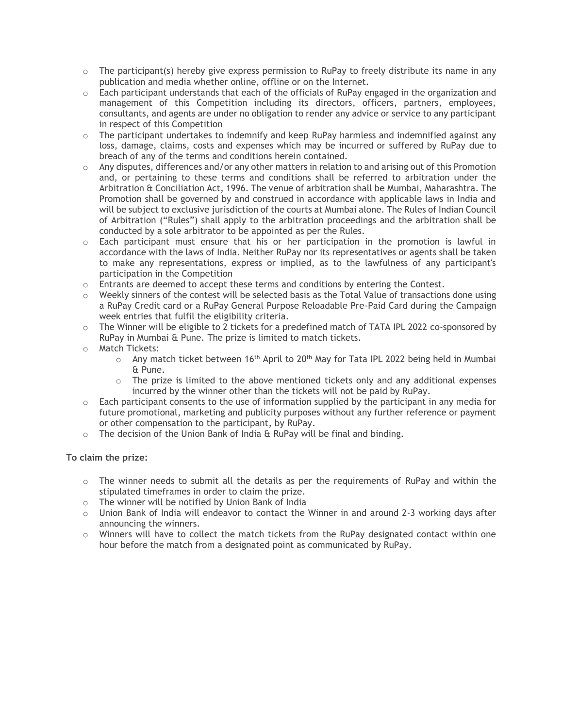- The participant(s) hereby give express permission to RuPay to freely distribute its name in any publication and media whether online, offline or on the Internet.
- Each participant understands that each of the officials of RuPay engaged in the organization and management of this Competition including its directors, officers, partners, employees, consultants, and agents are under no obligation to render any advice or service to any participant in respect of this Competition
- The participant undertakes to indemnify and keep RuPay harmless and indemnified against any loss, damage, claims, costs and expenses which may be incurred or suffered by RuPay due to breach of any of the terms and conditions herein contained.
- Any disputes, differences and/or any other matters in relation to and arising out of this Promotion and, or pertaining to these terms and conditions shall be referred to arbitration under the Arbitration & Conciliation Act, 1996. The venue of arbitration shall be Mumbai, Maharashtra. The Promotion shall be governed by and construed in accordance with applicable laws in India and will be subject to exclusive jurisdiction of the courts at Mumbai alone. The Rules of Indian Council of Arbitration ("Rules") shall apply to the arbitration proceedings and the arbitration shall be conducted by a sole arbitrator to be appointed as per the Rules.
- Each participant must ensure that his or her participation in the promotion is lawful in accordance with the laws of India. Neither RuPay nor its representatives or agents shall be taken to make any representations, express or implied, as to the lawfulness of any participant's participation in the Competition
- Entrants are deemed to accept these terms and conditions by entering the Contest.
- Weekly sinners of the contest will be selected basis as the Total Value of transactions done using a RuPay Credit card or a RuPay General Purpose Reloadable Pre-Paid Card during the Campaign week entries that fulfil the eligibility criteria.
- The Winner will be eligible to 2 tickets for a predefined match of TATA IPL 2022 co-sponsored by RuPay in Mumbai & Pune. The prize is limited to match tickets.
- Match Tickets:
    - Any match ticket between 16th April to 20th May for Tata IPL 2022 being held in Mumbai & Pune.
    - The prize is limited to the above mentioned tickets only and any additional expenses incurred by the winner other than the tickets will not be paid by RuPay.
- Each participant consents to the use of information supplied by the participant in any media for future promotional, marketing and publicity purposes without any further reference or payment or other compensation to the participant, by RuPay.
- The decision of the Union Bank of India & RuPay will be final and binding.

**To claim the prize:**

- The winner needs to submit all the details as per the requirements of RuPay and within the stipulated timeframes in order to claim the prize.
- The winner will be notified by Union Bank of India
- Union Bank of India will endeavor to contact the Winner in and around 2-3 working days after announcing the winners.
- Winners will have to collect the match tickets from the RuPay designated contact within one hour before the match from a designated point as communicated by RuPay.